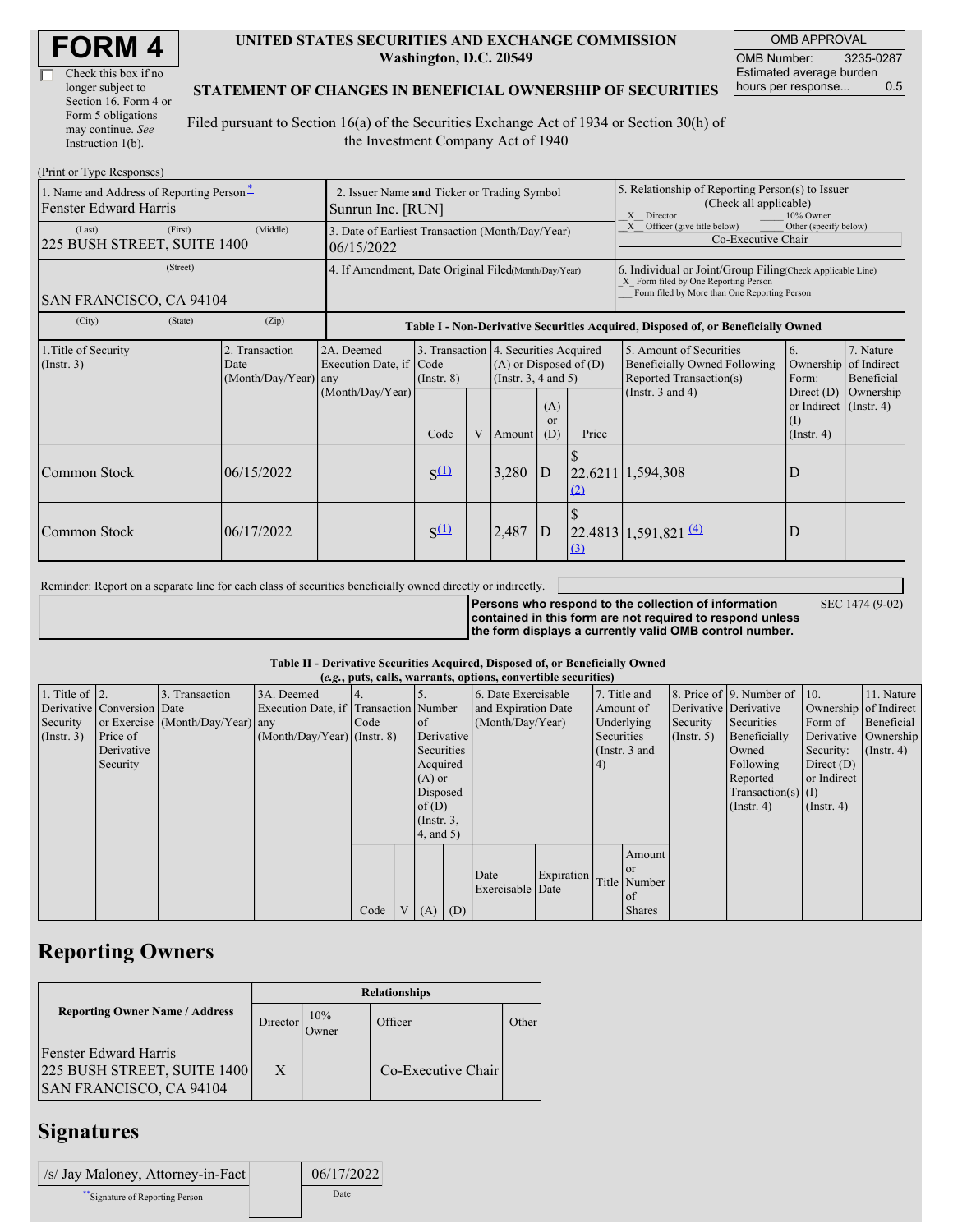# FORM 4

☐ Check this box if no longer subject to Section 16. Form 4 or Form 5 obligations may continue. *See* Instruction 1(b).

**UNITED STATES SECURITIES AND EXCHANGE COMMISSION**
**Washington, D.C. 20549**

**STATEMENT OF CHANGES IN BENEFICIAL OWNERSHIP OF SECURITIES**

Filed pursuant to Section 16(a) of the Securities Exchange Act of 1934 or Section 30(h) of the Investment Company Act of 1940

| OMB APPROVAL | |
|---|---|
| OMB Number: | 3235-0287 |
| Estimated average burden hours per response... | 0.5 |

(Print or Type Responses)

| | | |
|---|---|---|
| 1. Name and Address of Reporting Person* Fenster Edward Harris | 2. Issuer Name **and** Ticker or Trading Symbol Sunrun Inc. [RUN] | 5. Relationship of Reporting Person(s) to Issuer (Check all applicable) _X_ Director ___ 10% Owner _X_ Officer (give title below) ___ Other (specify below) Co-Executive Chair |
| (Last) (First) (Middle) 225 BUSH STREET, SUITE 1400 | 3. Date of Earliest Transaction (Month/Day/Year) 06/15/2022 | |
| (Street) SAN FRANCISCO, CA 94104 | 4. If Amendment, Date Original Filed (Month/Day/Year) | 6. Individual or Joint/Group Filing (Check Applicable Line) _X_ Form filed by One Reporting Person ___ Form filed by More than One Reporting Person |
| (City) (State) (Zip) | | |

**Table I - Non-Derivative Securities Acquired, Disposed of, or Beneficially Owned**

| 1.Title of Security (Instr. 3) | 2. Transaction Date (Month/Day/Year) | 2A. Deemed Execution Date, if any (Month/Day/Year) | 3. Transaction Code (Instr. 8) | | 4. Securities Acquired (A) or Disposed of (D) (Instr. 3, 4 and 5) | | | 5. Amount of Securities Beneficially Owned Following Reported Transaction(s) (Instr. 3 and 4) | 6. Ownership Form: Direct (D) or Indirect (I) (Instr. 4) | 7. Nature of Indirect Beneficial Ownership (Instr. 4) |
|---|---|---|---|---|---|---|---|---|---|---|
| | | | Code | V | Amount | (A) or (D) | Price | | | |
| Common Stock | 06/15/2022 | | S[(1)] | | 3,280 | D | $ 22.6211 [(2)] | 1,594,308 | D | |
| Common Stock | 06/17/2022 | | S[(1)] | | 2,487 | D | $ 22.4813 [(3)] | 1,591,821 [(4)] | D | |

Reminder: Report on a separate line for each class of securities beneficially owned directly or indirectly.

**Persons who respond to the collection of information contained in this form are not required to respond unless the form displays a currently valid OMB control number.** SEC 1474 (9-02)

**Table II - Derivative Securities Acquired, Disposed of, or Beneficially Owned**
**(*e.g.*, puts, calls, warrants, options, convertible securities)**

| 1. Title of Derivative Security (Instr. 3) | 2. Conversion or Exercise Price of Derivative Security | 3. Transaction Date (Month/Day/Year) | 3A. Deemed Execution Date, if any (Month/Day/Year) | 4. Transaction Code (Instr. 8) | | 5. Number of Derivative Securities Acquired (A) or Disposed of (D) (Instr. 3, 4, and 5) | | 6. Date Exercisable and Expiration Date (Month/Day/Year) | | 7. Title and Amount of Underlying Securities (Instr. 3 and 4) | | 8. Price of Derivative Security (Instr. 5) | 9. Number of Derivative Securities Beneficially Owned Following Reported Transaction(s) (Instr. 4) | 10. Ownership Form of Derivative Security: Direct (D) or Indirect (I) (Instr. 4) | 11. Nature of Indirect Beneficial Ownership (Instr. 4) |
|---|---|---|---|---|---|---|---|---|---|---|---|---|---|---|---|
| | | | | Code | V | (A) | (D) | Date Exercisable | Expiration Date | Title | Amount or Number of Shares | | | | |

## Reporting Owners

| Reporting Owner Name / Address | Relationships | | | |
|---|---|---|---|---|
| | Director | 10% Owner | Officer | Other |
| Fenster Edward Harris 225 BUSH STREET, SUITE 1400 SAN FRANCISCO, CA 94104 | X | | Co-Executive Chair | |

## Signatures

| | |
|---|---|
| /s/ Jay Maloney, Attorney-in-Fact | 06/17/2022 |
| **Signature of Reporting Person | Date |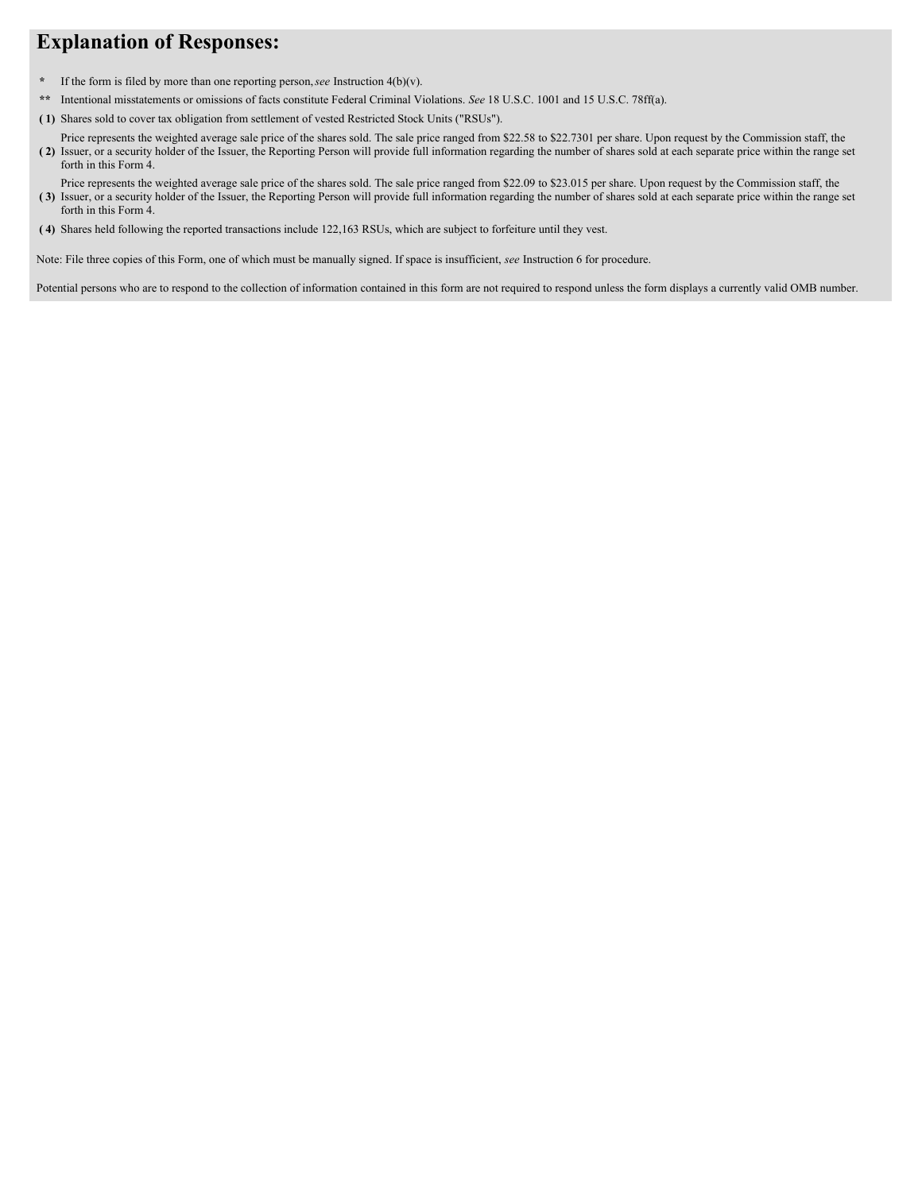# Explanation of Responses:

\* If the form is filed by more than one reporting person, *see* Instruction 4(b)(v).

\*\* Intentional misstatements or omissions of facts constitute Federal Criminal Violations. *See* 18 U.S.C. 1001 and 15 U.S.C. 78ff(a).

**( 1)** Shares sold to cover tax obligation from settlement of vested Restricted Stock Units ("RSUs").

**( 2)** Price represents the weighted average sale price of the shares sold. The sale price ranged from $22.58 to $22.7301 per share. Upon request by the Commission staff, the Issuer, or a security holder of the Issuer, the Reporting Person will provide full information regarding the number of shares sold at each separate price within the range set forth in this Form 4.

**( 3)** Price represents the weighted average sale price of the shares sold. The sale price ranged from $22.09 to $23.015 per share. Upon request by the Commission staff, the Issuer, or a security holder of the Issuer, the Reporting Person will provide full information regarding the number of shares sold at each separate price within the range set forth in this Form 4.

**( 4)** Shares held following the reported transactions include 122,163 RSUs, which are subject to forfeiture until they vest.

Note: File three copies of this Form, one of which must be manually signed. If space is insufficient, *see* Instruction 6 for procedure.

Potential persons who are to respond to the collection of information contained in this form are not required to respond unless the form displays a currently valid OMB number.